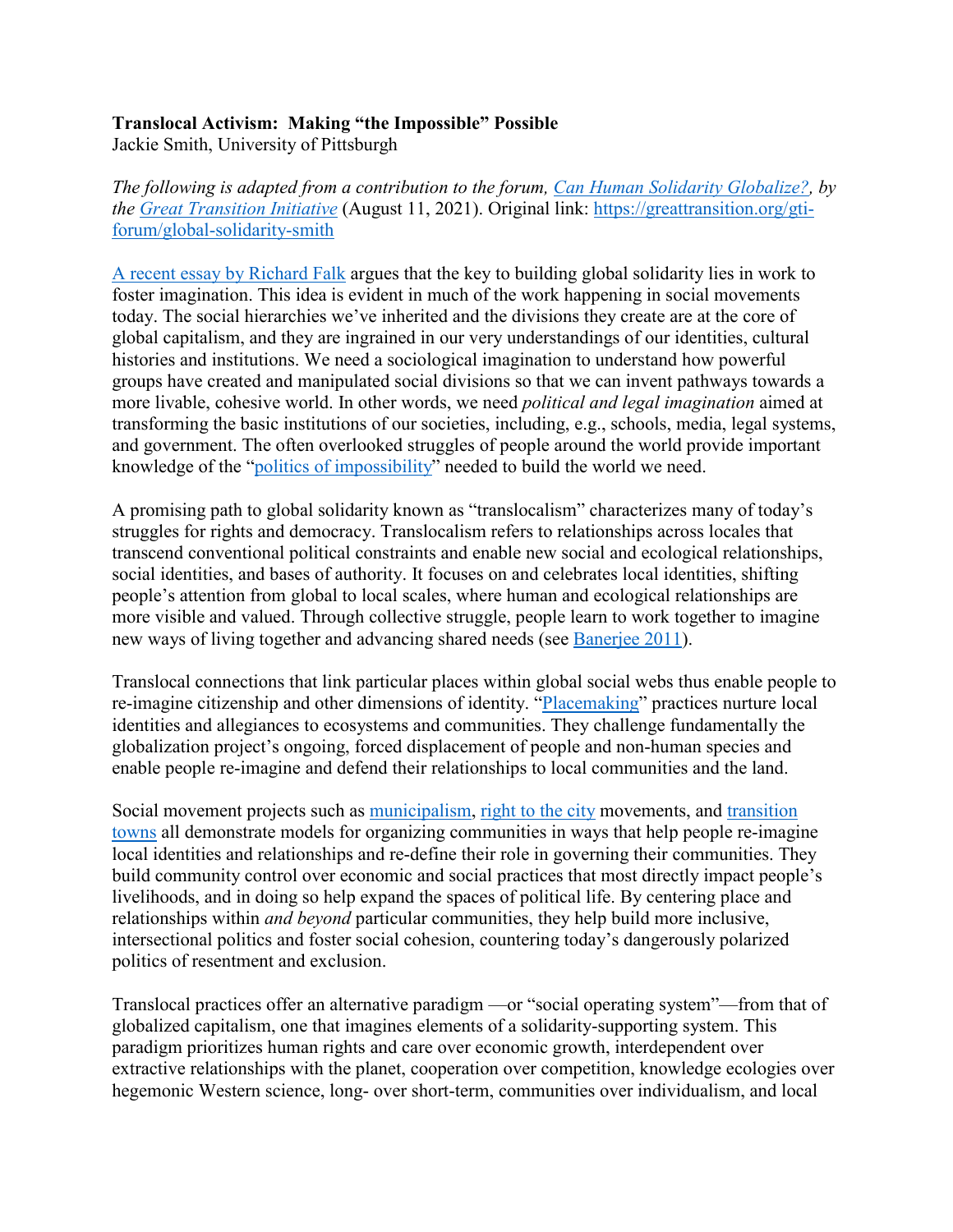**Translocal Activism: Making "the Impossible" Possible**
Jackie Smith, University of Pittsburgh

*The following is adapted from a contribution to the forum, Can Human Solidarity Globalize?, by the Great Transition Initiative* (August 11, 2021). Original link: https://greattransition.org/gti-forum/global-solidarity-smith

A recent essay by Richard Falk argues that the key to building global solidarity lies in work to foster imagination. This idea is evident in much of the work happening in social movements today. The social hierarchies we've inherited and the divisions they create are at the core of global capitalism, and they are ingrained in our very understandings of our identities, cultural histories and institutions. We need a sociological imagination to understand how powerful groups have created and manipulated social divisions so that we can invent pathways towards a more livable, cohesive world. In other words, we need *political and legal imagination* aimed at transforming the basic institutions of our societies, including, e.g., schools, media, legal systems, and government. The often overlooked struggles of people around the world provide important knowledge of the "politics of impossibility" needed to build the world we need.

A promising path to global solidarity known as "translocalism" characterizes many of today's struggles for rights and democracy. Translocalism refers to relationships across locales that transcend conventional political constraints and enable new social and ecological relationships, social identities, and bases of authority. It focuses on and celebrates local identities, shifting people's attention from global to local scales, where human and ecological relationships are more visible and valued. Through collective struggle, people learn to work together to imagine new ways of living together and advancing shared needs (see Banerjee 2011).

Translocal connections that link particular places within global social webs thus enable people to re-imagine citizenship and other dimensions of identity. "Placemaking" practices nurture local identities and allegiances to ecosystems and communities. They challenge fundamentally the globalization project's ongoing, forced displacement of people and non-human species and enable people re-imagine and defend their relationships to local communities and the land.

Social movement projects such as municipalism, right to the city movements, and transition towns all demonstrate models for organizing communities in ways that help people re-imagine local identities and relationships and re-define their role in governing their communities. They build community control over economic and social practices that most directly impact people's livelihoods, and in doing so help expand the spaces of political life. By centering place and relationships within *and beyond* particular communities, they help build more inclusive, intersectional politics and foster social cohesion, countering today's dangerously polarized politics of resentment and exclusion.

Translocal practices offer an alternative paradigm —or "social operating system"—from that of globalized capitalism, one that imagines elements of a solidarity-supporting system. This paradigm prioritizes human rights and care over economic growth, interdependent over extractive relationships with the planet, cooperation over competition, knowledge ecologies over hegemonic Western science, long- over short-term, communities over individualism, and local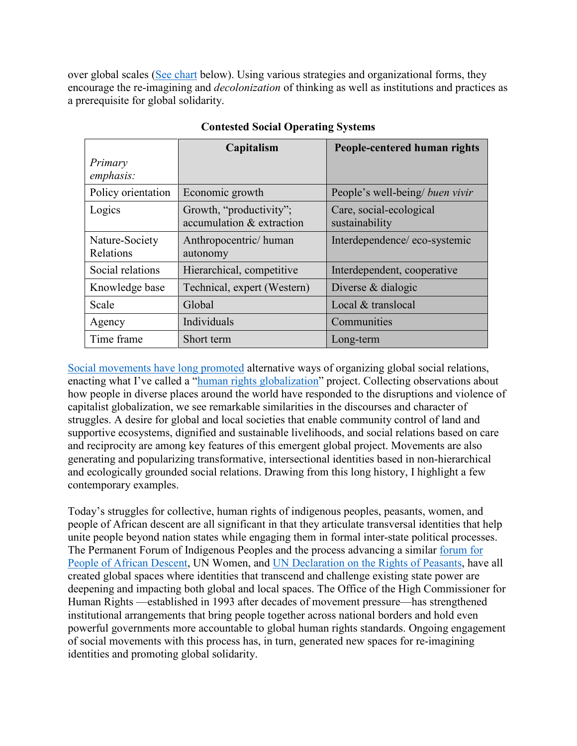over global scales (See chart below). Using various strategies and organizational forms, they encourage the re-imagining and *decolonization* of thinking as well as institutions and practices as a prerequisite for global solidarity.

**Contested Social Operating Systems**

| *Primary emphasis:* | **Capitalism** | **People-centered human rights** |
|---|---|---|
| Policy orientation | Economic growth | People's well-being/ *buen vivir* |
| Logics | Growth, "productivity"; accumulation & extraction | Care, social-ecological sustainability |
| Nature-Society Relations | Anthropocentric/ human autonomy | Interdependence/ eco-systemic |
| Social relations | Hierarchical, competitive | Interdependent, cooperative |
| Knowledge base | Technical, expert (Western) | Diverse & dialogic |
| Scale | Global | Local & translocal |
| Agency | Individuals | Communities |
| Time frame | Short term | Long-term |

Social movements have long promoted alternative ways of organizing global social relations, enacting what I've called a "human rights globalization" project. Collecting observations about how people in diverse places around the world have responded to the disruptions and violence of capitalist globalization, we see remarkable similarities in the discourses and character of struggles. A desire for global and local societies that enable community control of land and supportive ecosystems, dignified and sustainable livelihoods, and social relations based on care and reciprocity are among key features of this emergent global project. Movements are also generating and popularizing transformative, intersectional identities based in non-hierarchical and ecologically grounded social relations. Drawing from this long history, I highlight a few contemporary examples.

Today's struggles for collective, human rights of indigenous peoples, peasants, women, and people of African descent are all significant in that they articulate transversal identities that help unite people beyond nation states while engaging them in formal inter-state political processes. The Permanent Forum of Indigenous Peoples and the process advancing a similar forum for People of African Descent, UN Women, and UN Declaration on the Rights of Peasants, have all created global spaces where identities that transcend and challenge existing state power are deepening and impacting both global and local spaces. The Office of the High Commissioner for Human Rights —established in 1993 after decades of movement pressure—has strengthened institutional arrangements that bring people together across national borders and hold even powerful governments more accountable to global human rights standards. Ongoing engagement of social movements with this process has, in turn, generated new spaces for re-imagining identities and promoting global solidarity.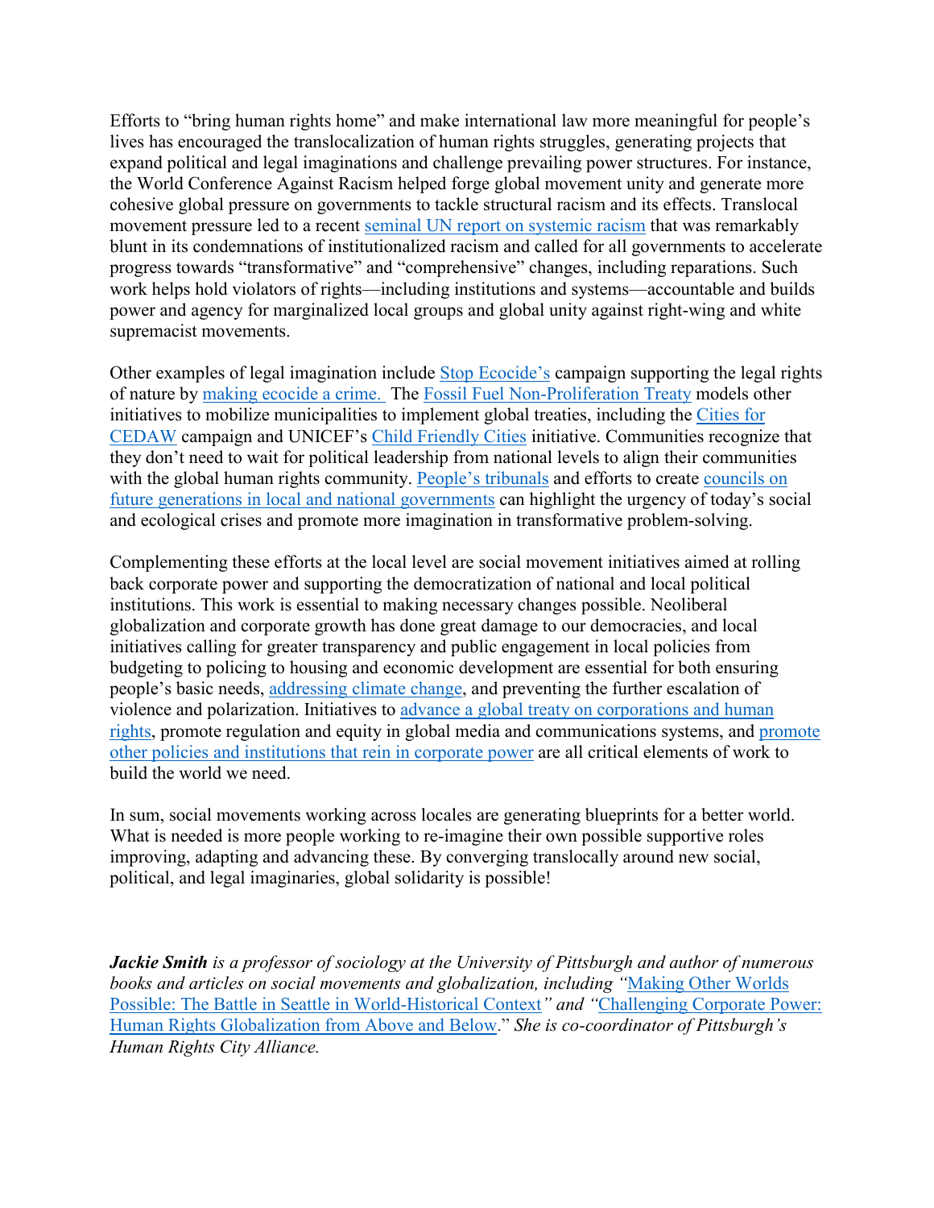Efforts to "bring human rights home" and make international law more meaningful for people's lives has encouraged the translocalization of human rights struggles, generating projects that expand political and legal imaginations and challenge prevailing power structures. For instance, the World Conference Against Racism helped forge global movement unity and generate more cohesive global pressure on governments to tackle structural racism and its effects. Translocal movement pressure led to a recent seminal UN report on systemic racism that was remarkably blunt in its condemnations of institutionalized racism and called for all governments to accelerate progress towards "transformative" and "comprehensive" changes, including reparations. Such work helps hold violators of rights—including institutions and systems—accountable and builds power and agency for marginalized local groups and global unity against right-wing and white supremacist movements.

Other examples of legal imagination include Stop Ecocide's campaign supporting the legal rights of nature by making ecocide a crime. The Fossil Fuel Non-Proliferation Treaty models other initiatives to mobilize municipalities to implement global treaties, including the Cities for CEDAW campaign and UNICEF's Child Friendly Cities initiative. Communities recognize that they don't need to wait for political leadership from national levels to align their communities with the global human rights community. People's tribunals and efforts to create councils on future generations in local and national governments can highlight the urgency of today's social and ecological crises and promote more imagination in transformative problem-solving.

Complementing these efforts at the local level are social movement initiatives aimed at rolling back corporate power and supporting the democratization of national and local political institutions. This work is essential to making necessary changes possible. Neoliberal globalization and corporate growth has done great damage to our democracies, and local initiatives calling for greater transparency and public engagement in local policies from budgeting to policing to housing and economic development are essential for both ensuring people's basic needs, addressing climate change, and preventing the further escalation of violence and polarization. Initiatives to advance a global treaty on corporations and human rights, promote regulation and equity in global media and communications systems, and promote other policies and institutions that rein in corporate power are all critical elements of work to build the world we need.

In sum, social movements working across locales are generating blueprints for a better world. What is needed is more people working to re-imagine their own possible supportive roles improving, adapting and advancing these. By converging translocally around new social, political, and legal imaginaries, global solidarity is possible!

***Jackie Smith** is a professor of sociology at the University of Pittsburgh and author of numerous books and articles on social movements and globalization, including "*Making Other Worlds Possible: The Battle in Seattle in World-Historical Context*" and "*Challenging Corporate Power: Human Rights Globalization from Above and Below*." She is co-coordinator of Pittsburgh's Human Rights City Alliance.*